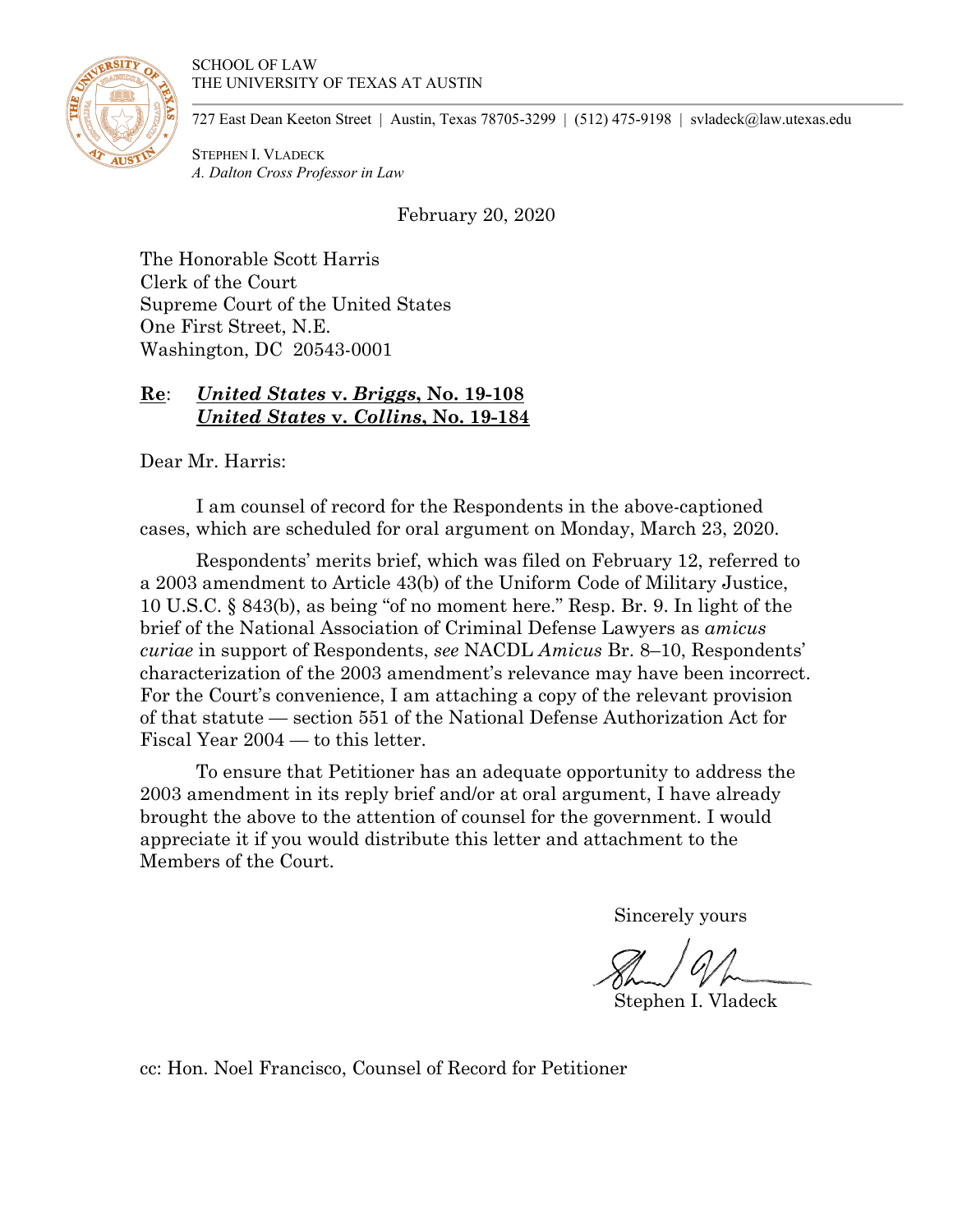SCHOOL OF LAW
THE UNIVERSITY OF TEXAS AT AUSTIN

727 East Dean Keeton Street | Austin, Texas 78705-3299 | (512) 475-9198 | svladeck@law.utexas.edu

STEPHEN I. VLADECK
*A. Dalton Cross Professor in Law*

February 20, 2020

The Honorable Scott Harris
Clerk of the Court
Supreme Court of the United States
One First Street, N.E.
Washington, DC 20543-0001

**Re**: ***United States* v. *Briggs*, No. 19-108**
***United States* v. *Collins*, No. 19-184**

Dear Mr. Harris:

I am counsel of record for the Respondents in the above-captioned cases, which are scheduled for oral argument on Monday, March 23, 2020.

Respondents' merits brief, which was filed on February 12, referred to a 2003 amendment to Article 43(b) of the Uniform Code of Military Justice, 10 U.S.C. § 843(b), as being "of no moment here." Resp. Br. 9. In light of the brief of the National Association of Criminal Defense Lawyers as *amicus curiae* in support of Respondents, *see* NACDL *Amicus* Br. 8–10, Respondents' characterization of the 2003 amendment's relevance may have been incorrect. For the Court's convenience, I am attaching a copy of the relevant provision of that statute — section 551 of the National Defense Authorization Act for Fiscal Year 2004 — to this letter.

To ensure that Petitioner has an adequate opportunity to address the 2003 amendment in its reply brief and/or at oral argument, I have already brought the above to the attention of counsel for the government. I would appreciate it if you would distribute this letter and attachment to the Members of the Court.

Sincerely yours

Stephen I. Vladeck

cc: Hon. Noel Francisco, Counsel of Record for Petitioner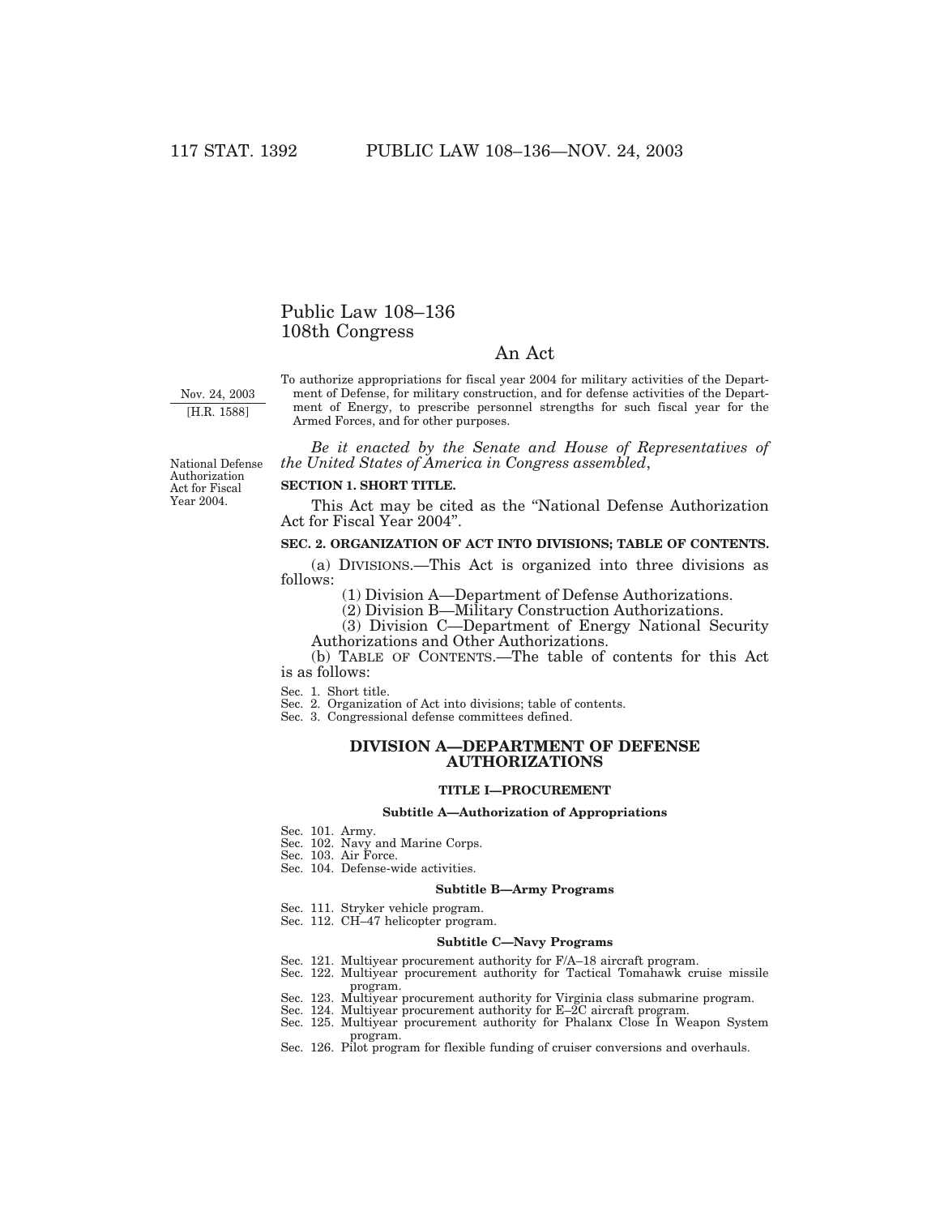# Public Law 108–136
## 108th Congress

## An Act

Nov. 24, 2003
[H.R. 1588]

To authorize appropriations for fiscal year 2004 for military activities of the Department of Defense, for military construction, and for defense activities of the Department of Energy, to prescribe personnel strengths for such fiscal year for the Armed Forces, and for other purposes.

National Defense Authorization Act for Fiscal Year 2004.

*Be it enacted by the Senate and House of Representatives of the United States of America in Congress assembled*,

**SECTION 1. SHORT TITLE.**

This Act may be cited as the "National Defense Authorization Act for Fiscal Year 2004".

**SEC. 2. ORGANIZATION OF ACT INTO DIVISIONS; TABLE OF CONTENTS.**

(a) DIVISIONS.—This Act is organized into three divisions as follows:

(1) Division A—Department of Defense Authorizations.

(2) Division B—Military Construction Authorizations.

(3) Division C—Department of Energy National Security Authorizations and Other Authorizations.

(b) TABLE OF CONTENTS.—The table of contents for this Act is as follows:

Sec. 1. Short title.
Sec. 2. Organization of Act into divisions; table of contents.
Sec. 3. Congressional defense committees defined.

### DIVISION A—DEPARTMENT OF DEFENSE AUTHORIZATIONS

#### TITLE I—PROCUREMENT

##### Subtitle A—Authorization of Appropriations

Sec. 101. Army.
Sec. 102. Navy and Marine Corps.
Sec. 103. Air Force.
Sec. 104. Defense-wide activities.

##### Subtitle B—Army Programs

Sec. 111. Stryker vehicle program.
Sec. 112. CH–47 helicopter program.

##### Subtitle C—Navy Programs

Sec. 121. Multiyear procurement authority for F/A–18 aircraft program.
Sec. 122. Multiyear procurement authority for Tactical Tomahawk cruise missile program.
Sec. 123. Multiyear procurement authority for Virginia class submarine program.
Sec. 124. Multiyear procurement authority for E–2C aircraft program.
Sec. 125. Multiyear procurement authority for Phalanx Close In Weapon System program.
Sec. 126. Pilot program for flexible funding of cruiser conversions and overhauls.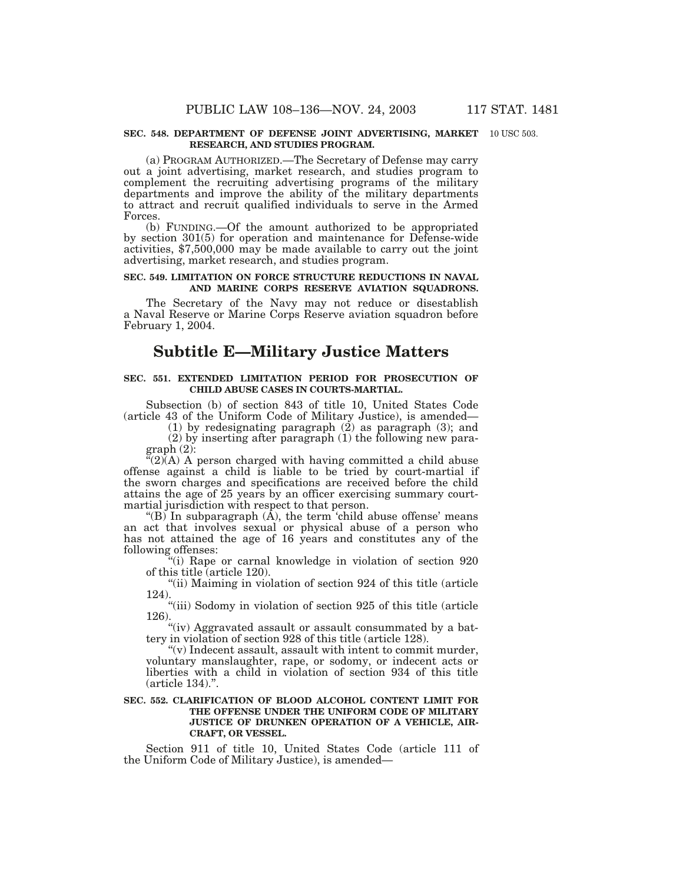**SEC. 548. DEPARTMENT OF DEFENSE JOINT ADVERTISING, MARKET RESEARCH, AND STUDIES PROGRAM.**

10 USC 503.

(a) PROGRAM AUTHORIZED.—The Secretary of Defense may carry out a joint advertising, market research, and studies program to complement the recruiting advertising programs of the military departments and improve the ability of the military departments to attract and recruit qualified individuals to serve in the Armed Forces.

(b) FUNDING.—Of the amount authorized to be appropriated by section 301(5) for operation and maintenance for Defense-wide activities, $7,500,000 may be made available to carry out the joint advertising, market research, and studies program.

**SEC. 549. LIMITATION ON FORCE STRUCTURE REDUCTIONS IN NAVAL AND MARINE CORPS RESERVE AVIATION SQUADRONS.**

The Secretary of the Navy may not reduce or disestablish a Naval Reserve or Marine Corps Reserve aviation squadron before February 1, 2004.

# Subtitle E—Military Justice Matters

**SEC. 551. EXTENDED LIMITATION PERIOD FOR PROSECUTION OF CHILD ABUSE CASES IN COURTS-MARTIAL.**

Subsection (b) of section 843 of title 10, United States Code (article 43 of the Uniform Code of Military Justice), is amended—

(1) by redesignating paragraph (2) as paragraph (3); and

(2) by inserting after paragraph (1) the following new paragraph (2):

"(2)(A) A person charged with having committed a child abuse offense against a child is liable to be tried by court-martial if the sworn charges and specifications are received before the child attains the age of 25 years by an officer exercising summary court-martial jurisdiction with respect to that person.

"(B) In subparagraph (A), the term 'child abuse offense' means an act that involves sexual or physical abuse of a person who has not attained the age of 16 years and constitutes any of the following offenses:

"(i) Rape or carnal knowledge in violation of section 920 of this title (article 120).

"(ii) Maiming in violation of section 924 of this title (article 124).

"(iii) Sodomy in violation of section 925 of this title (article 126).

"(iv) Aggravated assault or assault consummated by a battery in violation of section 928 of this title (article 128).

"(v) Indecent assault, assault with intent to commit murder, voluntary manslaughter, rape, or sodomy, or indecent acts or liberties with a child in violation of section 934 of this title (article 134).".

**SEC. 552. CLARIFICATION OF BLOOD ALCOHOL CONTENT LIMIT FOR THE OFFENSE UNDER THE UNIFORM CODE OF MILITARY JUSTICE OF DRUNKEN OPERATION OF A VEHICLE, AIRCRAFT, OR VESSEL.**

Section 911 of title 10, United States Code (article 111 of the Uniform Code of Military Justice), is amended—